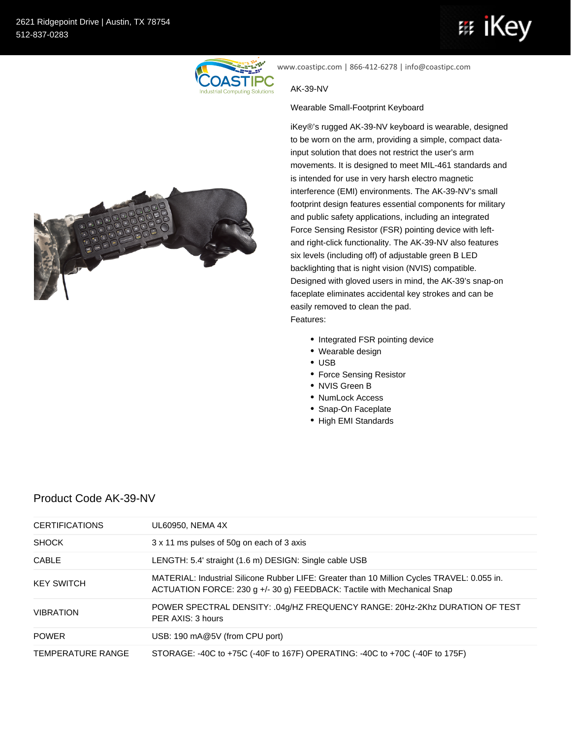2621 Ridgepoint Drive | Austin, TX 78754
512-837-0283

www.coastipc.com | 866-412-6278 | info@coastipc.com

AK-39-NV

Wearable Small-Footprint Keyboard

iKey®'s rugged AK-39-NV keyboard is wearable, designed to be worn on the arm, providing a simple, compact data-input solution that does not restrict the user's arm movements. It is designed to meet MIL-461 standards and is intended for use in very harsh electro magnetic interference (EMI) environments. The AK-39-NV's small footprint design features essential components for military and public safety applications, including an integrated Force Sensing Resistor (FSR) pointing device with left- and right-click functionality. The AK-39-NV also features six levels (including off) of adjustable green B LED backlighting that is night vision (NVIS) compatible. Designed with gloved users in mind, the AK-39's snap-on faceplate eliminates accidental key strokes and can be easily removed to clean the pad.

Features:

- Integrated FSR pointing device
- Wearable design
- USB
- Force Sensing Resistor
- NVIS Green B
- NumLock Access
- Snap-On Faceplate
- High EMI Standards

## Product Code AK-39-NV

| | |
|---|---|
| CERTIFICATIONS | UL60950, NEMA 4X |
| SHOCK | 3 x 11 ms pulses of 50g on each of 3 axis |
| CABLE | LENGTH: 5.4' straight (1.6 m) DESIGN: Single cable USB |
| KEY SWITCH | MATERIAL: Industrial Silicone Rubber LIFE: Greater than 10 Million Cycles TRAVEL: 0.055 in. ACTUATION FORCE: 230 g +/- 30 g) FEEDBACK: Tactile with Mechanical Snap |
| VIBRATION | POWER SPECTRAL DENSITY: .04g/HZ FREQUENCY RANGE: 20Hz-2Khz DURATION OF TEST PER AXIS: 3 hours |
| POWER | USB: 190 mA@5V (from CPU port) |
| TEMPERATURE RANGE | STORAGE: -40C to +75C (-40F to 167F) OPERATING: -40C to +70C (-40F to 175F) |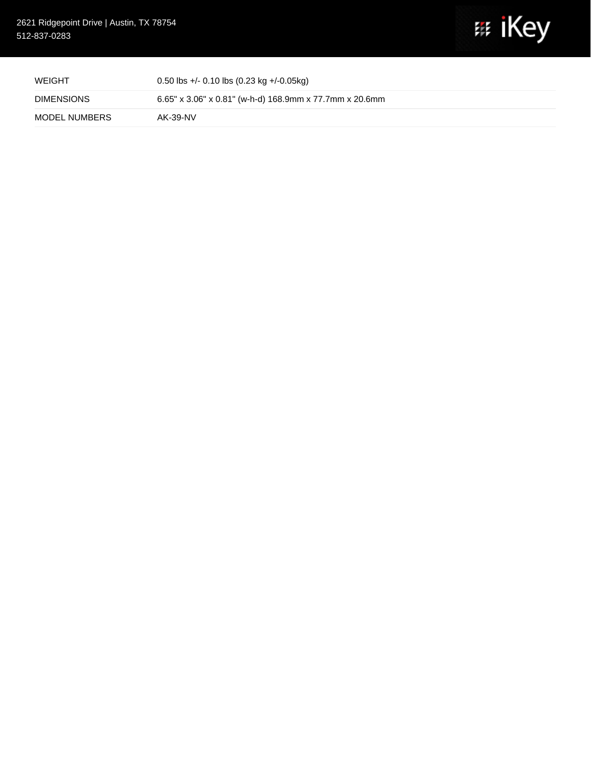| | |
|---|---|
| WEIGHT | 0.50 lbs +/- 0.10 lbs (0.23 kg +/-0.05kg) |
| DIMENSIONS | 6.65" x 3.06" x 0.81" (w-h-d) 168.9mm x 77.7mm x 20.6mm |
| MODEL NUMBERS | AK-39-NV |